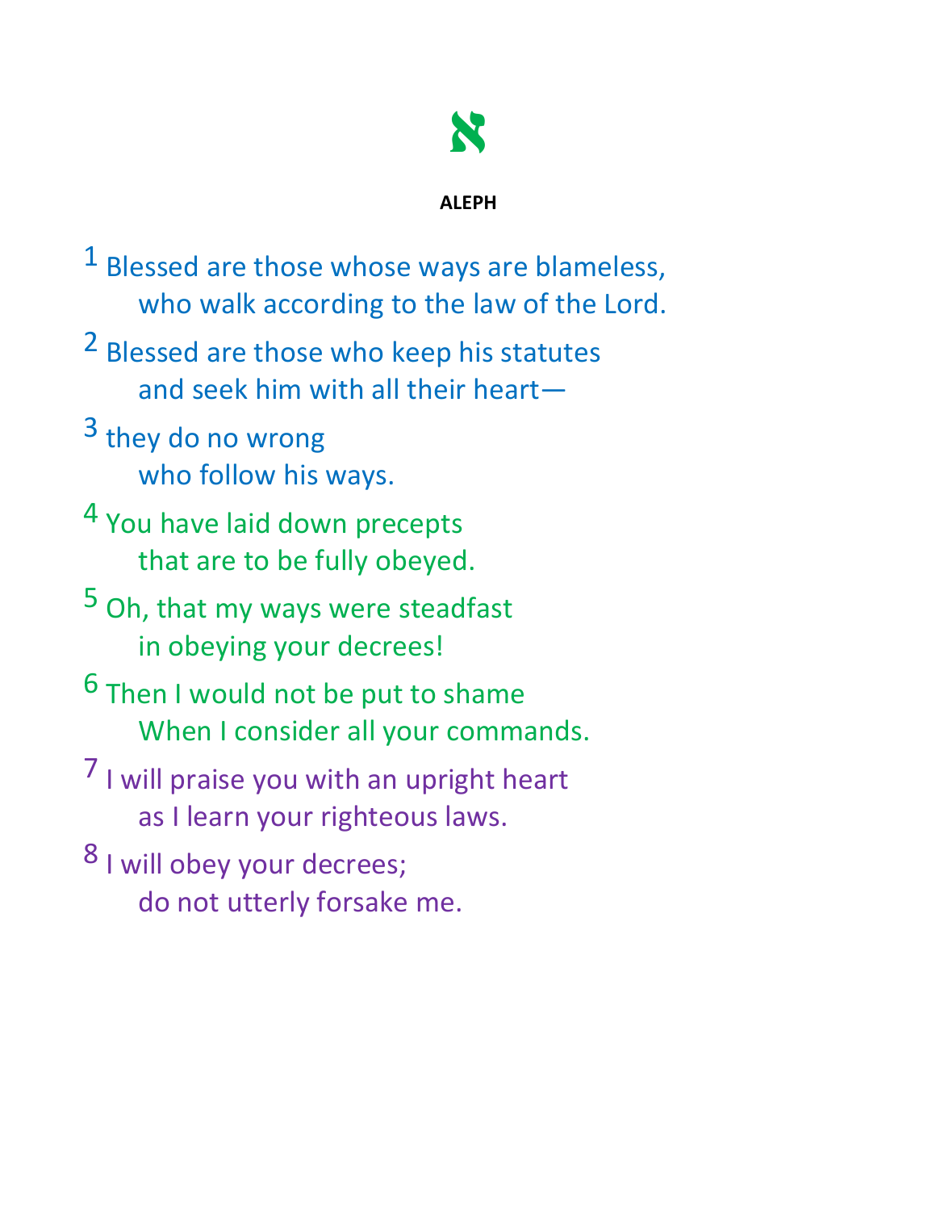# א

**ALEPH**

1 Blessed are those whose ways are blameless,
  who walk according to the law of the Lord.

2 Blessed are those who keep his statutes
  and seek him with all their heart—

3 they do no wrong
  who follow his ways.

4 You have laid down precepts
  that are to be fully obeyed.

5 Oh, that my ways were steadfast
  in obeying your decrees!

6 Then I would not be put to shame
  When I consider all your commands.

7 I will praise you with an upright heart
  as I learn your righteous laws.

8 I will obey your decrees;
  do not utterly forsake me.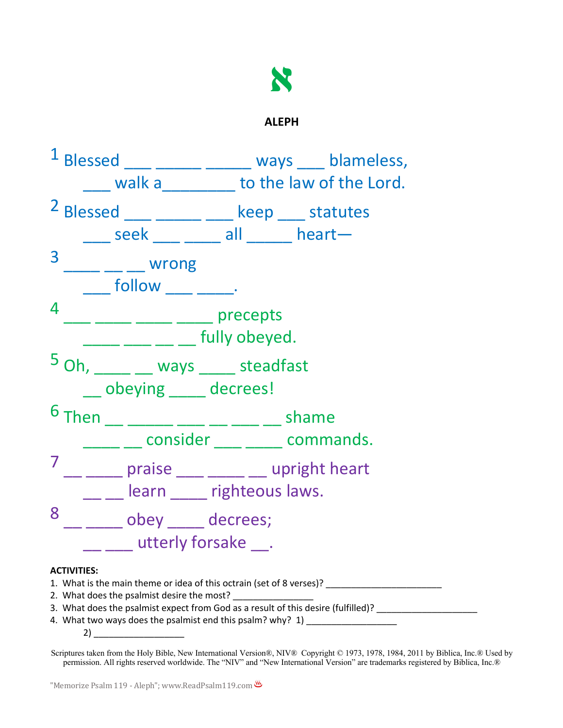# א

**ALEPH**

1 Blessed ___ _____ _____ ways ___ blameless,
___ walk a________ to the law of the Lord.

2 Blessed ___ _____ ___ keep ___ statutes
___ seek ___ ____ all _____ heart—

3 ____ __ __ wrong
___ follow ___ ____.

4 ___ ____ ____ ____ precepts
____ ___ __ __ fully obeyed.

5 Oh, ____ __ ways ____ steadfast
__ obeying ____ decrees!

6 Then __ _____ ___ __ ___ __ shame
____ __ consider ___ ____ commands.

7 __ ____ praise ___ ____ __ upright heart
__ __ learn ____ righteous laws.

8 __ ____ obey ____ decrees;
__ ___ utterly forsake __.

**ACTIVITIES:**

1. What is the main theme or idea of this octrain (set of 8 verses)? ______________________
2. What does the psalmist desire the most? _______________
3. What does the psalmist expect from God as a result of this desire (fulfilled)? ___________________
4. What two ways does the psalmist end this psalm? why? 1) _________________
   2) _________________

Scriptures taken from the Holy Bible, New International Version®, NIV® Copyright © 1973, 1978, 1984, 2011 by Biblica, Inc.® Used by permission. All rights reserved worldwide. The "NIV" and "New International Version" are trademarks registered by Biblica, Inc.®

"Memorize Psalm 119 - Aleph"; www.ReadPsalm119.com